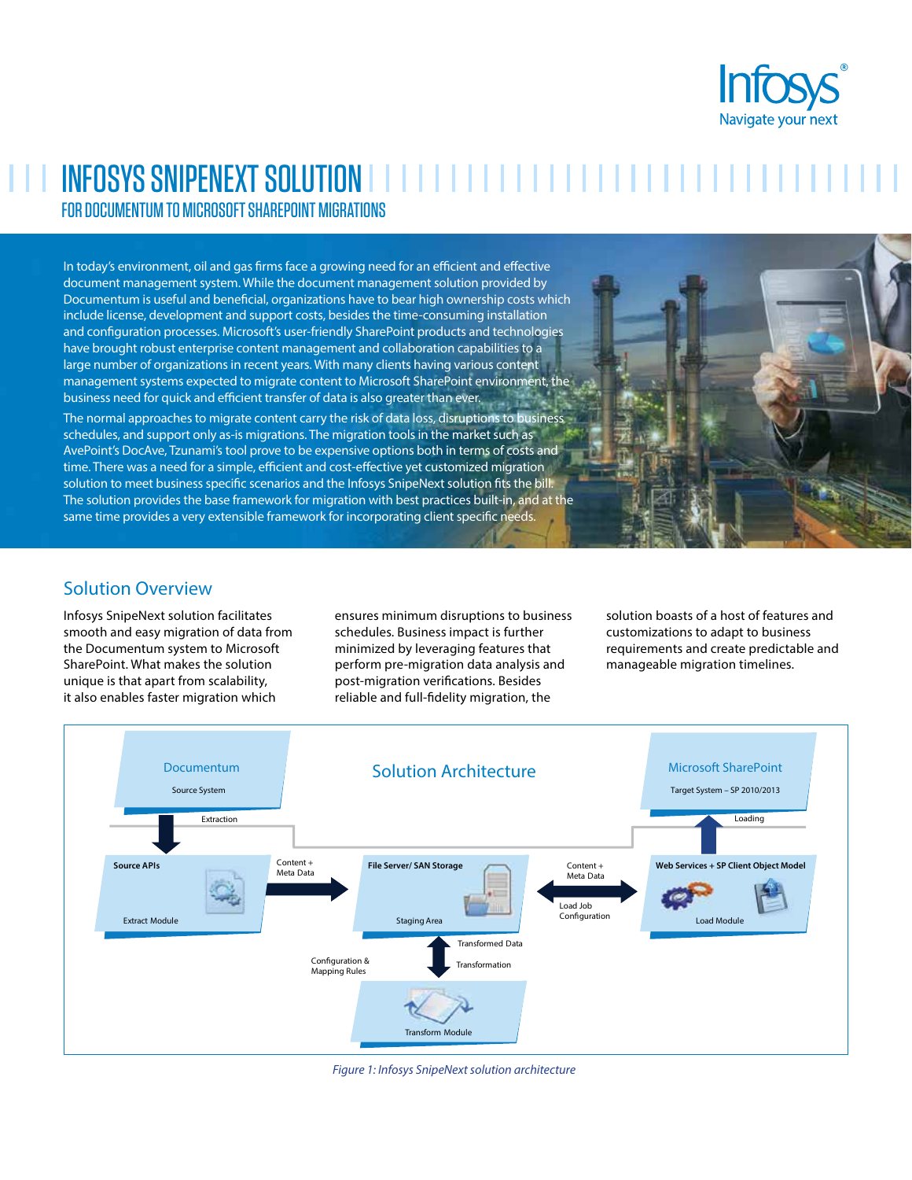# INFOSYS SNIPENEXT SOLUTION

## FOR DOCUMENTUM TO MICROSOFT SHAREPOINT MIGRATIONS

In today's environment, oil and gas firms face a growing need for an efficient and effective document management system. While the document management solution provided by Documentum is useful and beneficial, organizations have to bear high ownership costs which include license, development and support costs, besides the time-consuming installation and configuration processes. Microsoft's user-friendly SharePoint products and technologies have brought robust enterprise content management and collaboration capabilities to a large number of organizations in recent years. With many clients having various content management systems expected to migrate content to Microsoft SharePoint environment, the business need for quick and efficient transfer of data is also greater than ever.

The normal approaches to migrate content carry the risk of data loss, disruptions to business schedules, and support only as-is migrations. The migration tools in the market such as AvePoint's DocAve, Tzunami's tool prove to be expensive options both in terms of costs and time. There was a need for a simple, efficient and cost-effective yet customized migration solution to meet business specific scenarios and the Infosys SnipeNext solution fits the bill. The solution provides the base framework for migration with best practices built-in, and at the same time provides a very extensible framework for incorporating client specific needs.

## Solution Overview

Infosys SnipeNext solution facilitates smooth and easy migration of data from the Documentum system to Microsoft SharePoint. What makes the solution unique is that apart from scalability, it also enables faster migration which ensures minimum disruptions to business schedules. Business impact is further minimized by leveraging features that perform pre-migration data analysis and post-migration verifications. Besides reliable and full-fidelity migration, the solution boasts of a host of features and customizations to adapt to business requirements and create predictable and manageable migration timelines.

Solution Architecture

Documentum — Source System

Extraction

Source APIs — Extract Module

Content + Meta Data

File Server/ SAN Storage — Staging Area

Transformed Data

Transformation

Configuration & Mapping Rules

Transform Module

Content + Meta Data

Load Job Configuration

Web Services + SP Client Object Model — Load Module

Loading

Microsoft SharePoint — Target System – SP 2010/2013

*Figure 1: Infosys SnipeNext solution architecture*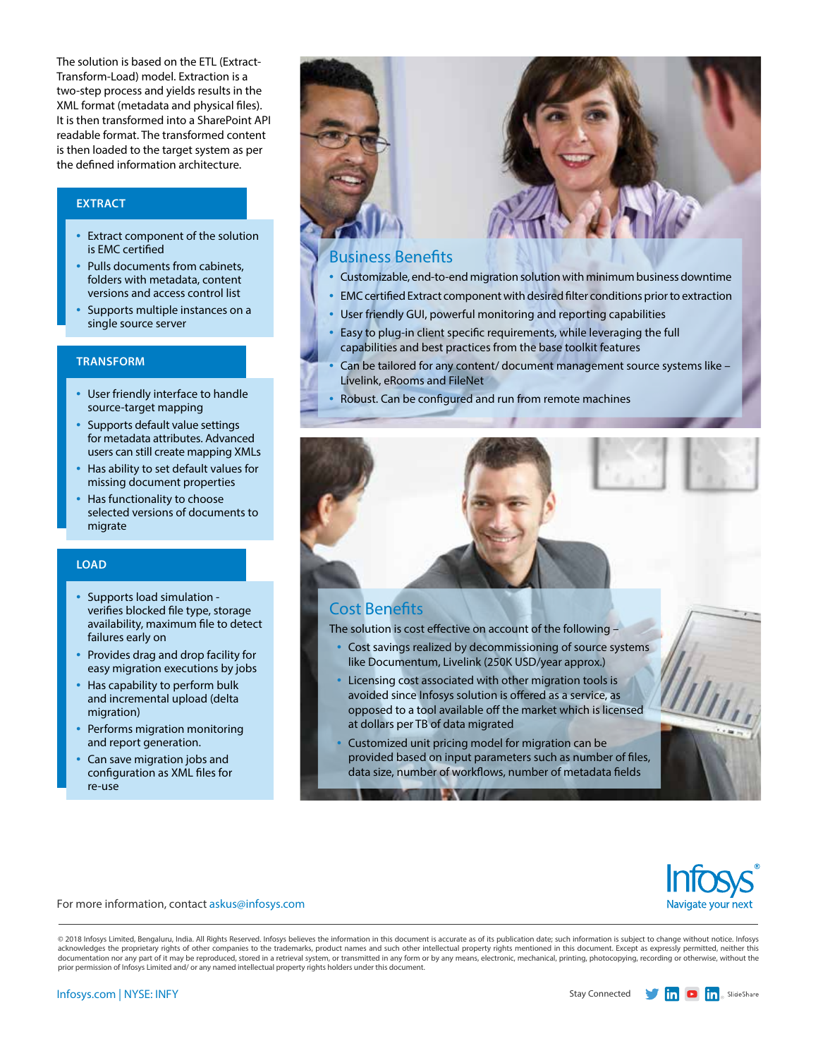The solution is based on the ETL (Extract-Transform-Load) model. Extraction is a two-step process and yields results in the XML format (metadata and physical files). It is then transformed into a SharePoint API readable format. The transformed content is then loaded to the target system as per the defined information architecture.

## EXTRACT

- Extract component of the solution is EMC certified
- Pulls documents from cabinets, folders with metadata, content versions and access control list
- Supports multiple instances on a single source server

## TRANSFORM

- User friendly interface to handle source-target mapping
- Supports default value settings for metadata attributes. Advanced users can still create mapping XMLs
- Has ability to set default values for missing document properties
- Has functionality to choose selected versions of documents to migrate

## LOAD

- Supports load simulation - verifies blocked file type, storage availability, maximum file to detect failures early on
- Provides drag and drop facility for easy migration executions by jobs
- Has capability to perform bulk and incremental upload (delta migration)
- Performs migration monitoring and report generation.
- Can save migration jobs and configuration as XML files for re-use

## Business Benefits

- Customizable, end-to-end migration solution with minimum business downtime
- EMC certified Extract component with desired filter conditions prior to extraction
- User friendly GUI, powerful monitoring and reporting capabilities
- Easy to plug-in client specific requirements, while leveraging the full capabilities and best practices from the base toolkit features
- Can be tailored for any content/ document management source systems like – Livelink, eRooms and FileNet
- Robust. Can be configured and run from remote machines

## Cost Benefits

The solution is cost effective on account of the following –

- Cost savings realized by decommissioning of source systems like Documentum, Livelink (250K USD/year approx.)
- Licensing cost associated with other migration tools is avoided since Infosys solution is offered as a service, as opposed to a tool available off the market which is licensed at dollars per TB of data migrated
- Customized unit pricing model for migration can be provided based on input parameters such as number of files, data size, number of workflows, number of metadata fields

For more information, contact askus@infosys.com

Infosys® Navigate your next

© 2018 Infosys Limited, Bengaluru, India. All Rights Reserved. Infosys believes the information in this document is accurate as of its publication date; such information is subject to change without notice. Infosys acknowledges the proprietary rights of other companies to the trademarks, product names and such other intellectual property rights mentioned in this document. Except as expressly permitted, neither this documentation nor any part of it may be reproduced, stored in a retrieval system, or transmitted in any form or by any means, electronic, mechanical, printing, photocopying, recording or otherwise, without the prior permission of Infosys Limited and/ or any named intellectual property rights holders under this document.

Infosys.com | NYSE: INFY

Stay Connected